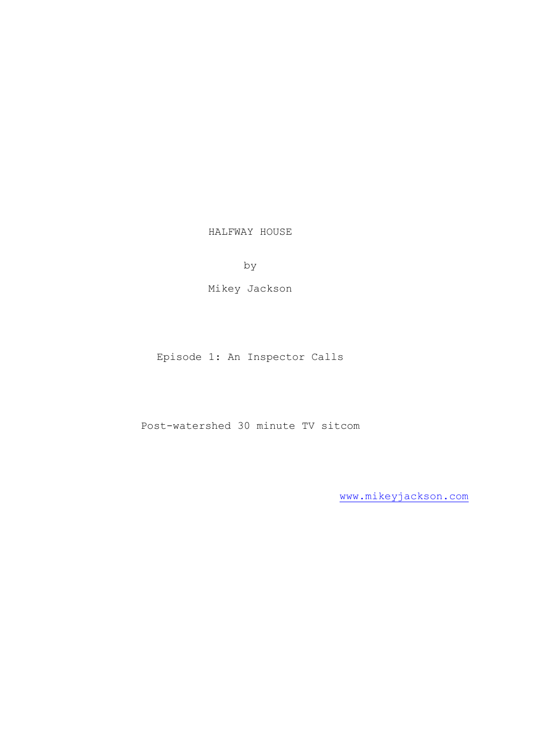# HALFWAY HOUSE

by

Mikey Jackson

Episode 1: An Inspector Calls

Post-watershed 30 minute TV sitcom

[www.mikeyjackson.com](http://www.mikeyjackson.com)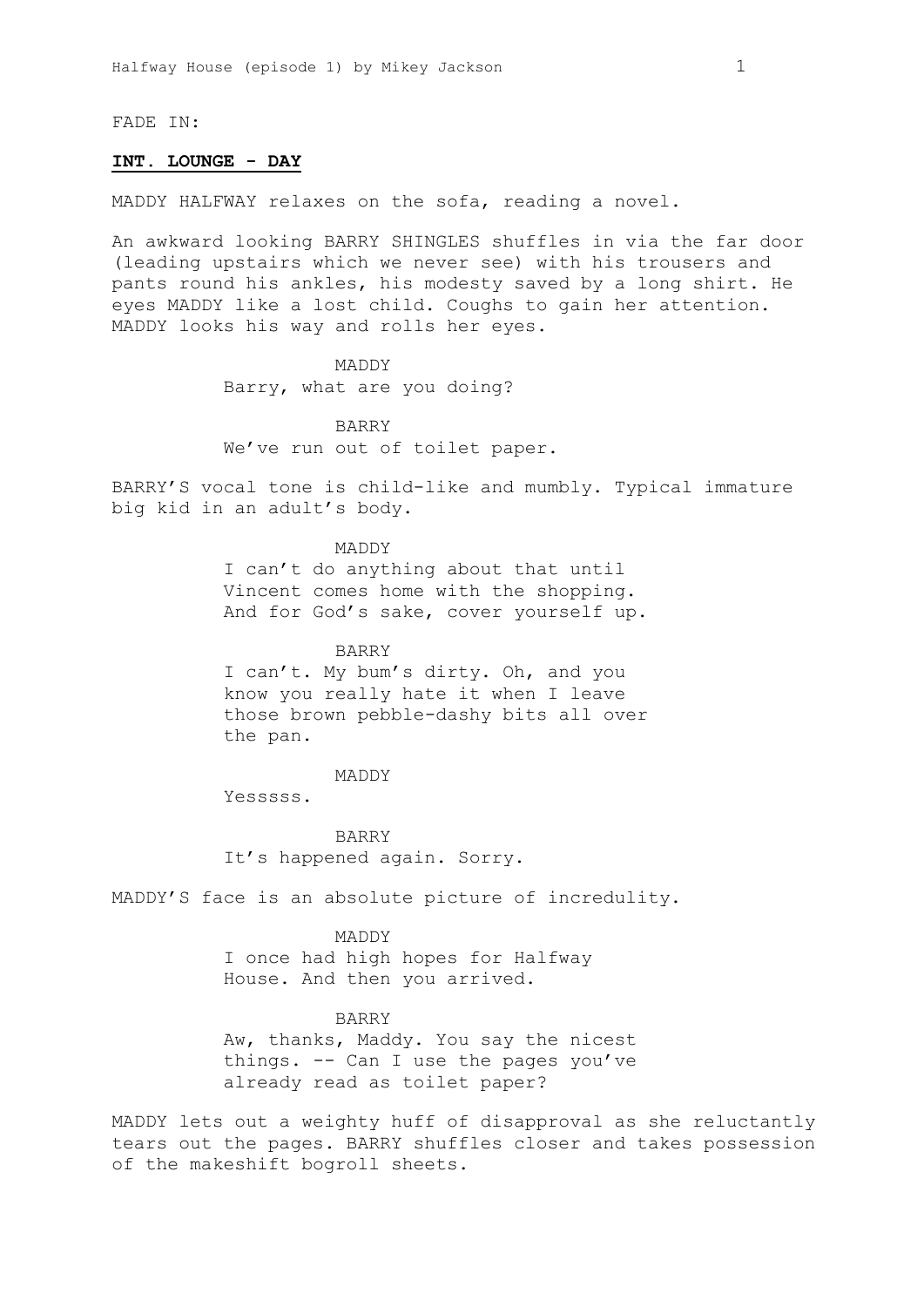FADE IN:

**INT. LOUNGE - DAY**

MADDY HALFWAY relaxes on the sofa, reading a novel.

An awkward looking BARRY SHINGLES shuffles in via the far door (leading upstairs which we never see) with his trousers and pants round his ankles, his modesty saved by a long shirt. He eyes MADDY like a lost child. Coughs to gain her attention. MADDY looks his way and rolls her eyes.

MADDY
Barry, what are you doing?

BARRY
We've run out of toilet paper.

BARRY'S vocal tone is child-like and mumbly. Typical immature big kid in an adult's body.

MADDY
I can't do anything about that until Vincent comes home with the shopping. And for God's sake, cover yourself up.

BARRY
I can't. My bum's dirty. Oh, and you know you really hate it when I leave those brown pebble-dashy bits all over the pan.

MADDY
Yesssss.

BARRY
It's happened again. Sorry.

MADDY'S face is an absolute picture of incredulity.

MADDY
I once had high hopes for Halfway House. And then you arrived.

BARRY
Aw, thanks, Maddy. You say the nicest things. -- Can I use the pages you've already read as toilet paper?

MADDY lets out a weighty huff of disapproval as she reluctantly tears out the pages. BARRY shuffles closer and takes possession of the makeshift bogroll sheets.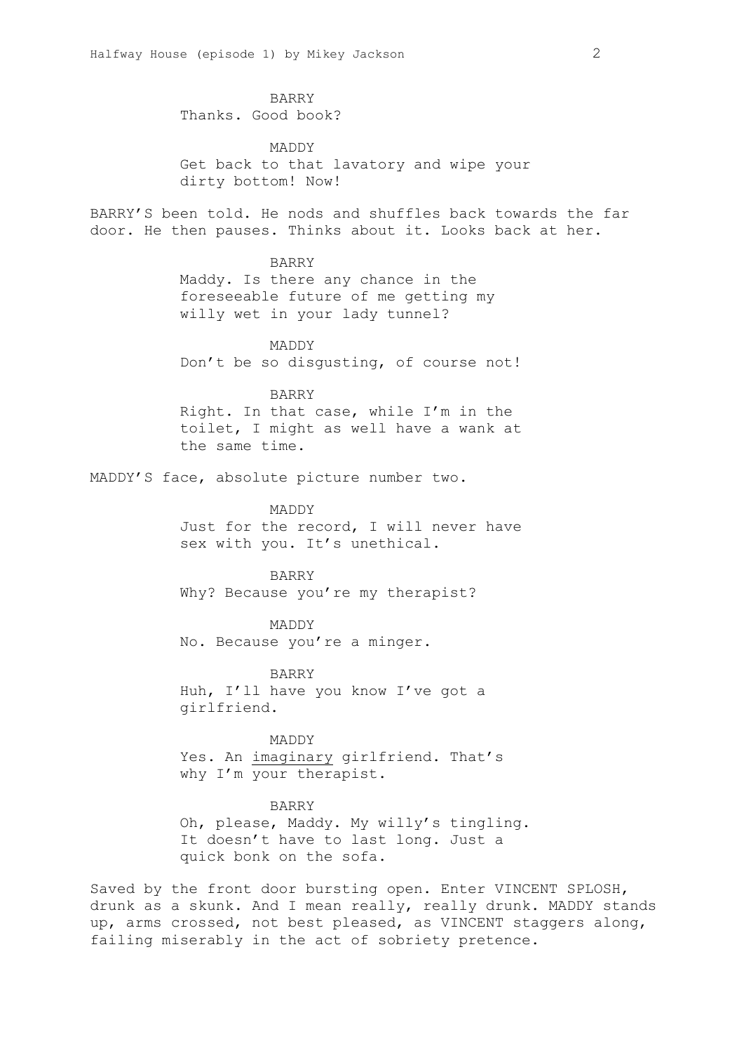BARRY

Thanks. Good book?

MADDY

Get back to that lavatory and wipe your dirty bottom! Now!

BARRY'S been told. He nods and shuffles back towards the far door. He then pauses. Thinks about it. Looks back at her.

BARRY

Maddy. Is there any chance in the foreseeable future of me getting my willy wet in your lady tunnel?

MADDY

Don't be so disgusting, of course not!

BARRY

Right. In that case, while I'm in the toilet, I might as well have a wank at the same time.

MADDY'S face, absolute picture number two.

MADDY

Just for the record, I will never have sex with you. It's unethical.

BARRY

Why? Because you're my therapist?

MADDY

No. Because you're a minger.

BARRY

Huh, I'll have you know I've got a girlfriend.

MADDY

Yes. An <u>imaginary</u> girlfriend. That's why I'm your therapist.

BARRY

Oh, please, Maddy. My willy's tingling. It doesn't have to last long. Just a quick bonk on the sofa.

Saved by the front door bursting open. Enter VINCENT SPLOSH, drunk as a skunk. And I mean really, really drunk. MADDY stands up, arms crossed, not best pleased, as VINCENT staggers along, failing miserably in the act of sobriety pretence.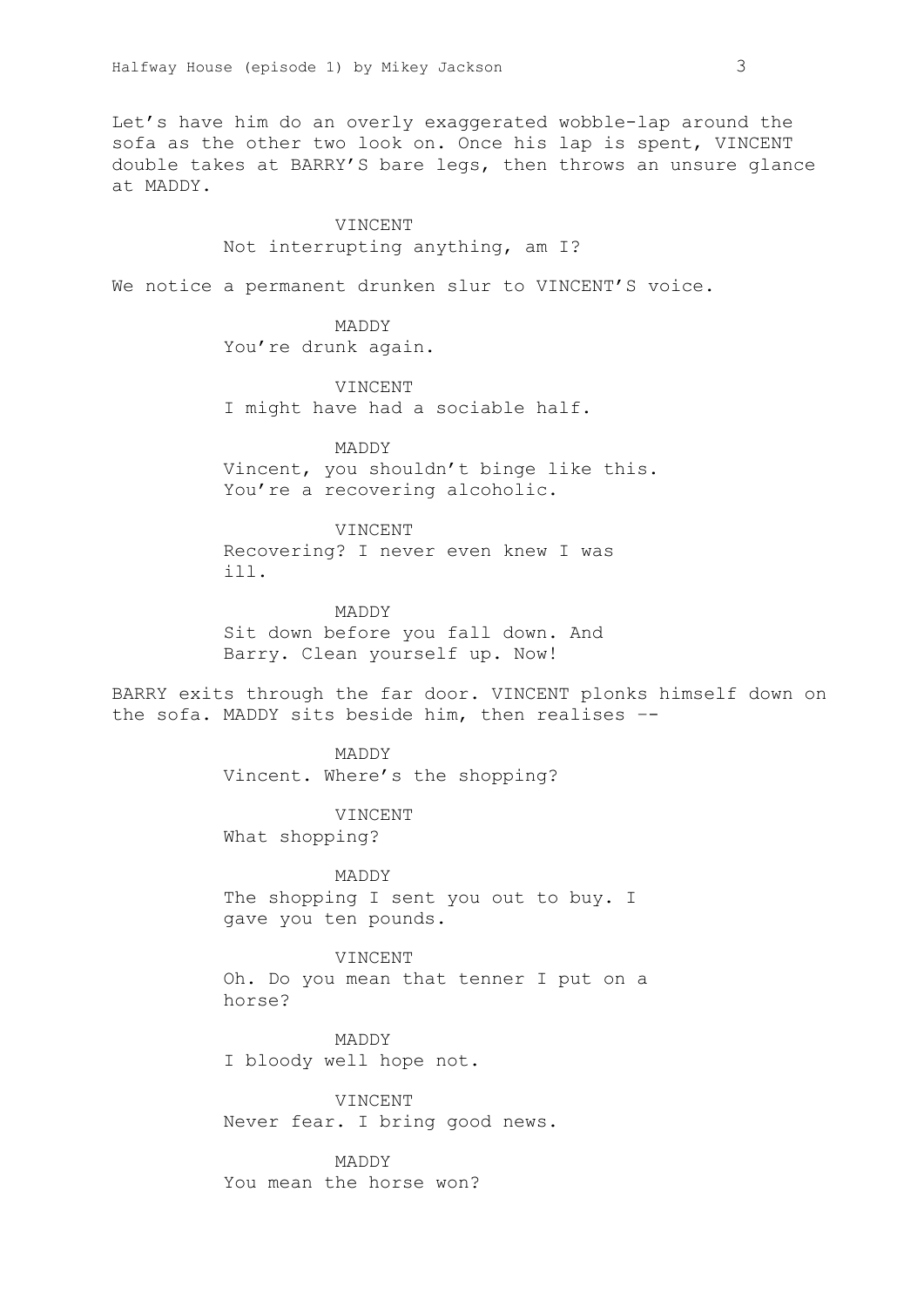Let's have him do an overly exaggerated wobble-lap around the sofa as the other two look on. Once his lap is spent, VINCENT double takes at BARRY'S bare legs, then throws an unsure glance at MADDY.

VINCENT
Not interrupting anything, am I?

We notice a permanent drunken slur to VINCENT'S voice.

MADDY
You're drunk again.

VINCENT
I might have had a sociable half.

MADDY
Vincent, you shouldn't binge like this. You're a recovering alcoholic.

VINCENT
Recovering? I never even knew I was ill.

MADDY
Sit down before you fall down. And Barry. Clean yourself up. Now!

BARRY exits through the far door. VINCENT plonks himself down on the sofa. MADDY sits beside him, then realises --

MADDY
Vincent. Where's the shopping?

VINCENT
What shopping?

MADDY
The shopping I sent you out to buy. I gave you ten pounds.

VINCENT
Oh. Do you mean that tenner I put on a horse?

MADDY
I bloody well hope not.

VINCENT
Never fear. I bring good news.

MADDY
You mean the horse won?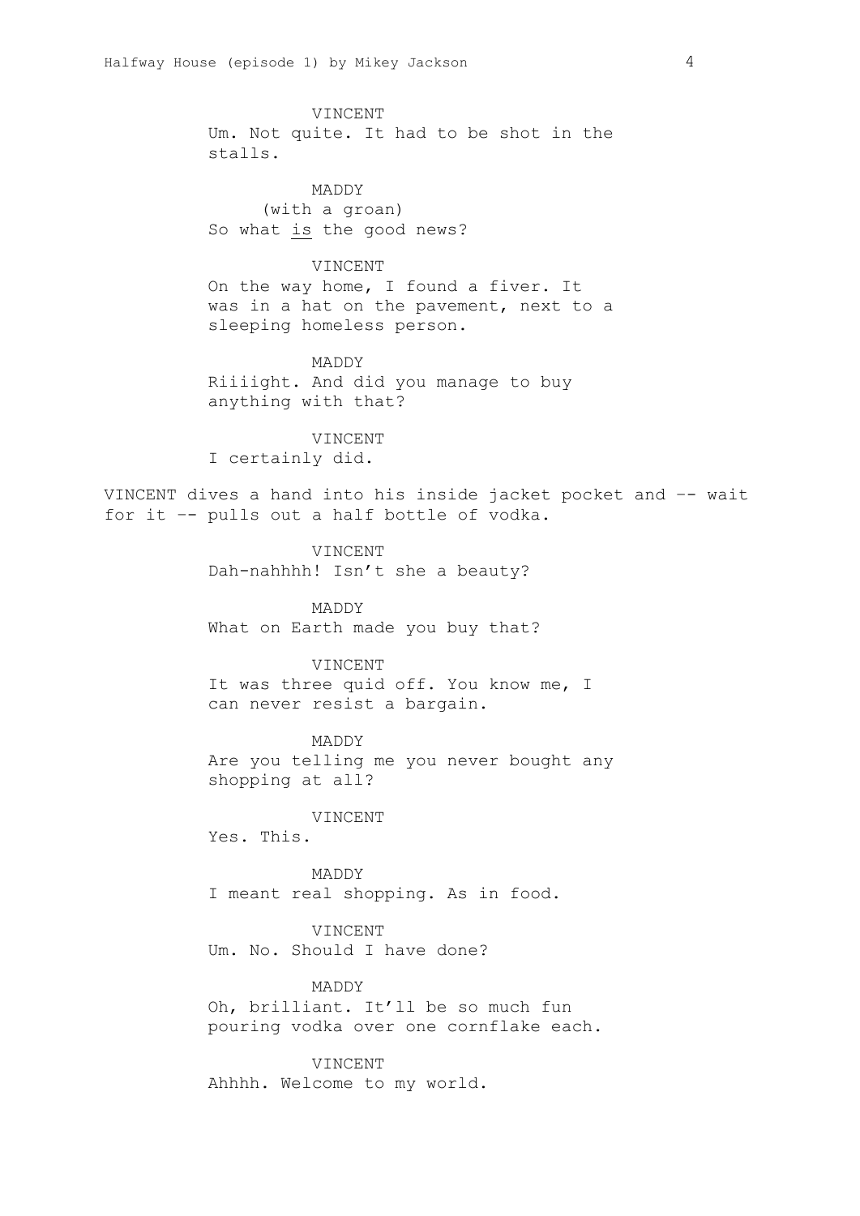VINCENT
Um. Not quite. It had to be shot in the stalls.

MADDY
(with a groan)
So what <u>is</u> the good news?

VINCENT
On the way home, I found a fiver. It was in a hat on the pavement, next to a sleeping homeless person.

MADDY
Riiiight. And did you manage to buy anything with that?

VINCENT
I certainly did.

VINCENT dives a hand into his inside jacket pocket and -- wait for it -- pulls out a half bottle of vodka.

VINCENT
Dah-nahhhh! Isn't she a beauty?

MADDY
What on Earth made you buy that?

VINCENT
It was three quid off. You know me, I can never resist a bargain.

MADDY
Are you telling me you never bought any shopping at all?

VINCENT
Yes. This.

MADDY
I meant real shopping. As in food.

VINCENT
Um. No. Should I have done?

MADDY
Oh, brilliant. It'll be so much fun pouring vodka over one cornflake each.

VINCENT
Ahhhh. Welcome to my world.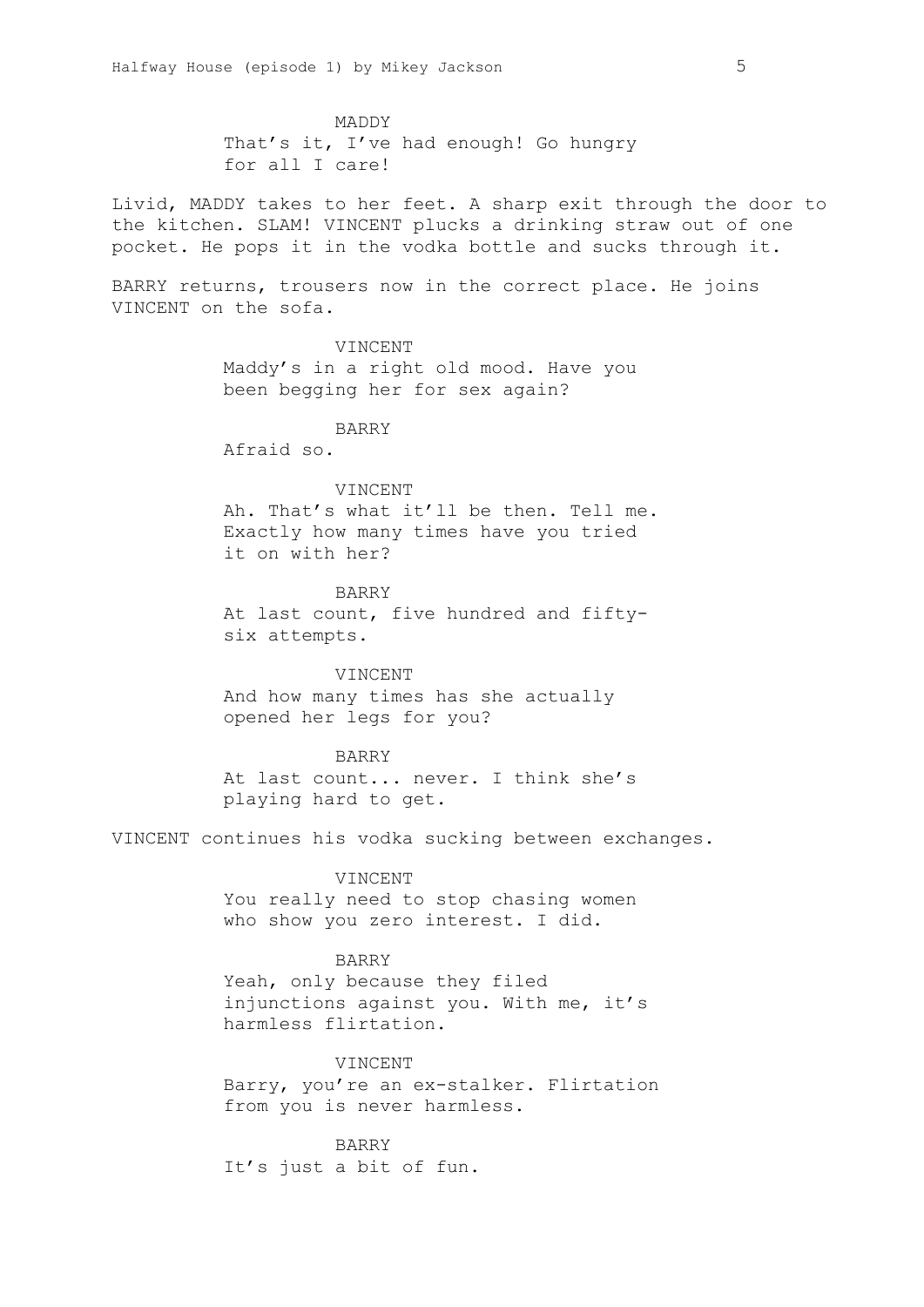MADDY
That's it, I've had enough! Go hungry for all I care!

Livid, MADDY takes to her feet. A sharp exit through the door to the kitchen. SLAM! VINCENT plucks a drinking straw out of one pocket. He pops it in the vodka bottle and sucks through it.

BARRY returns, trousers now in the correct place. He joins VINCENT on the sofa.

VINCENT
Maddy's in a right old mood. Have you been begging her for sex again?

BARRY
Afraid so.

VINCENT
Ah. That's what it'll be then. Tell me. Exactly how many times have you tried it on with her?

BARRY
At last count, five hundred and fifty-six attempts.

VINCENT
And how many times has she actually opened her legs for you?

BARRY
At last count... never. I think she's playing hard to get.

VINCENT continues his vodka sucking between exchanges.

VINCENT
You really need to stop chasing women who show you zero interest. I did.

BARRY
Yeah, only because they filed injunctions against you. With me, it's harmless flirtation.

VINCENT
Barry, you're an ex-stalker. Flirtation from you is never harmless.

BARRY
It's just a bit of fun.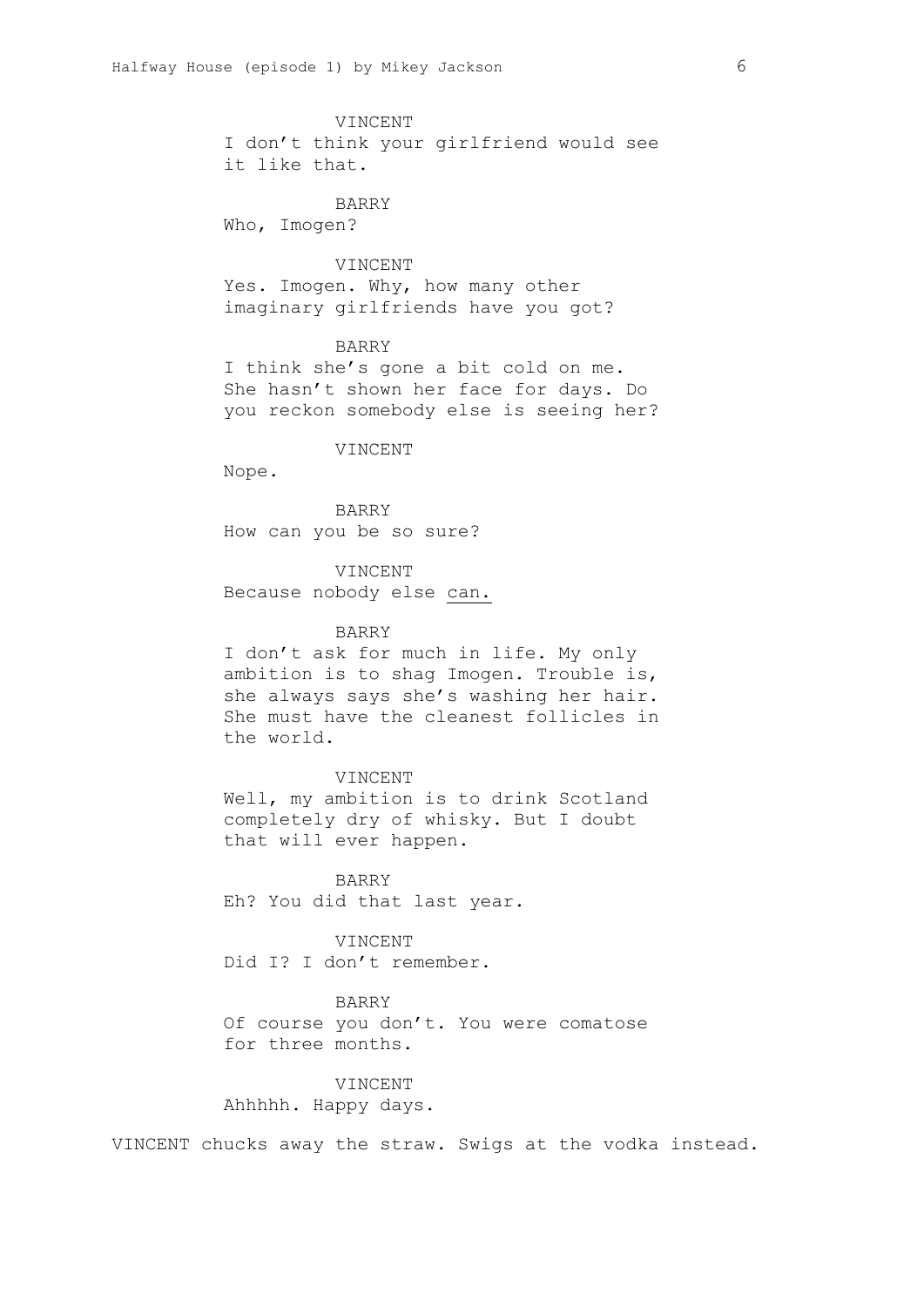VINCENT

I don't think your girlfriend would see it like that.

BARRY

Who, Imogen?

VINCENT

Yes. Imogen. Why, how many other imaginary girlfriends have you got?

BARRY

I think she's gone a bit cold on me. She hasn't shown her face for days. Do you reckon somebody else is seeing her?

VINCENT

Nope.

BARRY

How can you be so sure?

VINCENT

Because nobody else <u>can.</u>

BARRY

I don't ask for much in life. My only ambition is to shag Imogen. Trouble is, she always says she's washing her hair. She must have the cleanest follicles in the world.

VINCENT

Well, my ambition is to drink Scotland completely dry of whisky. But I doubt that will ever happen.

BARRY

Eh? You did that last year.

VINCENT

Did I? I don't remember.

BARRY

Of course you don't. You were comatose for three months.

VINCENT

Ahhhhh. Happy days.

VINCENT chucks away the straw. Swigs at the vodka instead.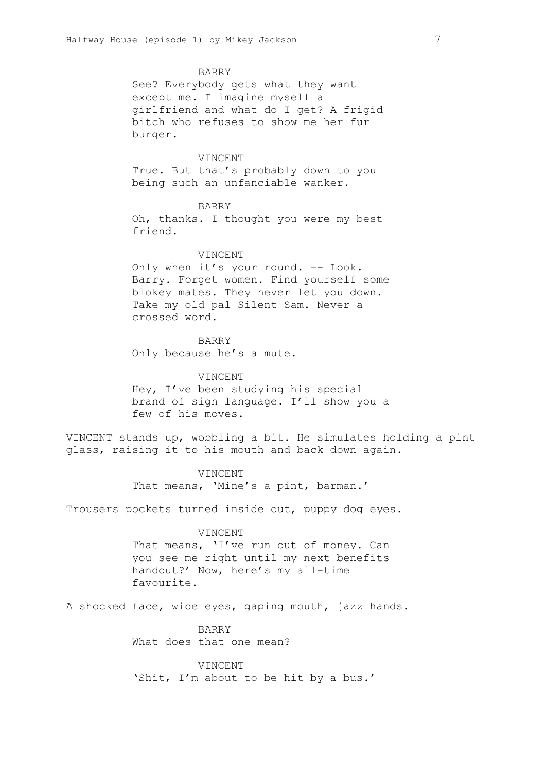BARRY

See? Everybody gets what they want except me. I imagine myself a girlfriend and what do I get? A frigid bitch who refuses to show me her fur burger.

VINCENT

True. But that's probably down to you being such an unfanciable wanker.

BARRY

Oh, thanks. I thought you were my best friend.

VINCENT

Only when it's your round. -- Look. Barry. Forget women. Find yourself some blokey mates. They never let you down. Take my old pal Silent Sam. Never a crossed word.

BARRY

Only because he's a mute.

VINCENT

Hey, I've been studying his special brand of sign language. I'll show you a few of his moves.

VINCENT stands up, wobbling a bit. He simulates holding a pint glass, raising it to his mouth and back down again.

VINCENT

That means, 'Mine's a pint, barman.'

Trousers pockets turned inside out, puppy dog eyes.

VINCENT

That means, 'I've run out of money. Can you see me right until my next benefits handout?' Now, here's my all-time favourite.

A shocked face, wide eyes, gaping mouth, jazz hands.

BARRY

What does that one mean?

VINCENT

'Shit, I'm about to be hit by a bus.'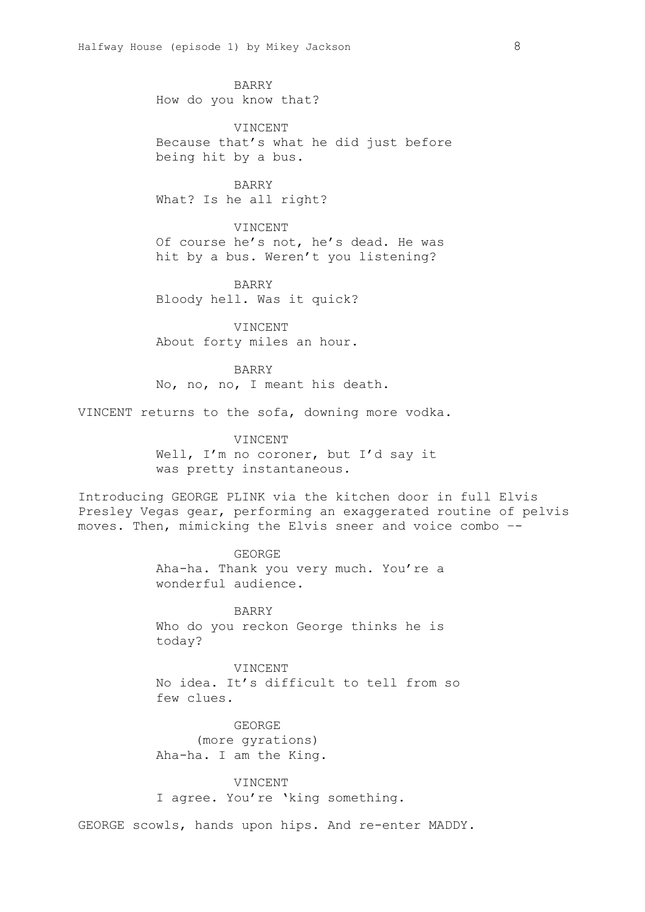BARRY
How do you know that?

VINCENT
Because that's what he did just before being hit by a bus.

BARRY
What? Is he all right?

VINCENT
Of course he's not, he's dead. He was hit by a bus. Weren't you listening?

BARRY
Bloody hell. Was it quick?

VINCENT
About forty miles an hour.

BARRY
No, no, no, I meant his death.

VINCENT returns to the sofa, downing more vodka.

VINCENT
Well, I'm no coroner, but I'd say it was pretty instantaneous.

Introducing GEORGE PLINK via the kitchen door in full Elvis Presley Vegas gear, performing an exaggerated routine of pelvis moves. Then, mimicking the Elvis sneer and voice combo --

GEORGE
Aha-ha. Thank you very much. You're a wonderful audience.

BARRY
Who do you reckon George thinks he is today?

VINCENT
No idea. It's difficult to tell from so few clues.

GEORGE
(more gyrations)
Aha-ha. I am the King.

VINCENT
I agree. You're 'king something.

GEORGE scowls, hands upon hips. And re-enter MADDY.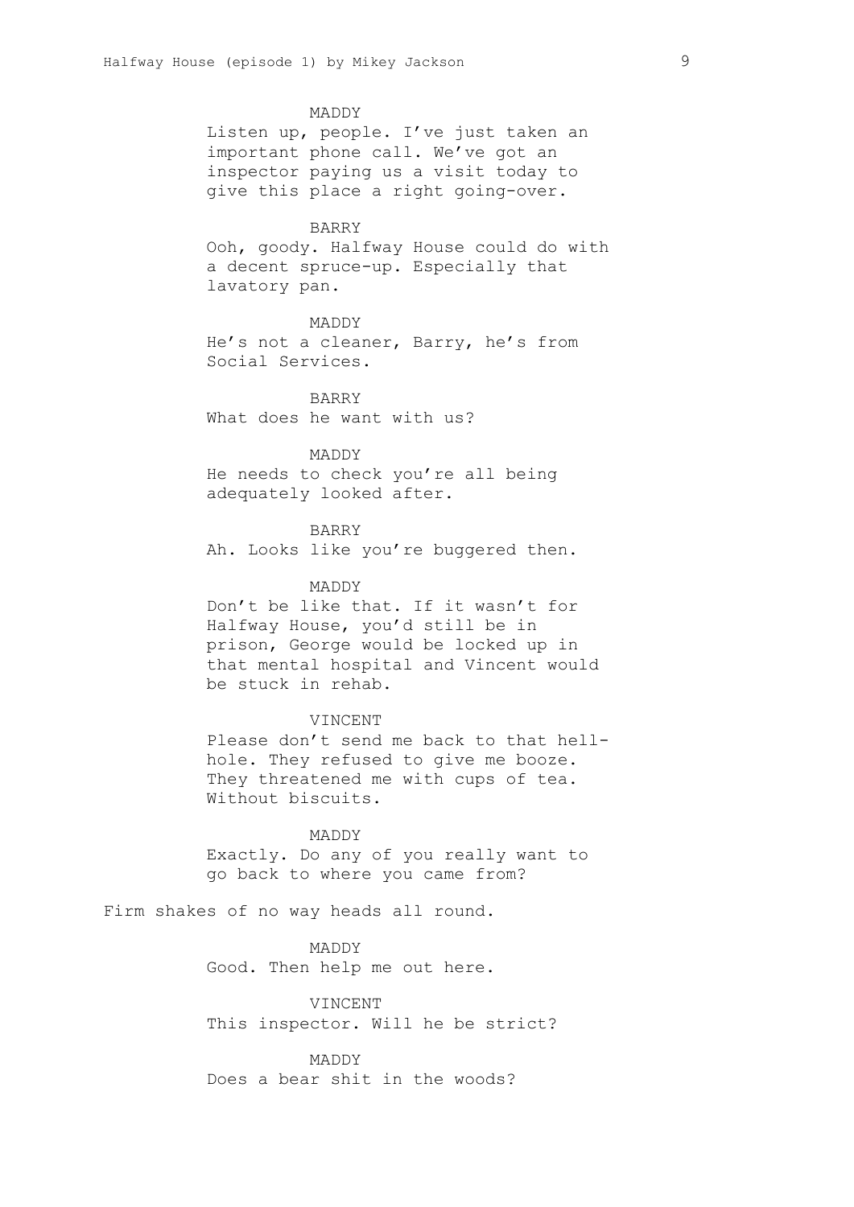MADDY
Listen up, people. I've just taken an important phone call. We've got an inspector paying us a visit today to give this place a right going-over.

BARRY
Ooh, goody. Halfway House could do with a decent spruce-up. Especially that lavatory pan.

MADDY
He's not a cleaner, Barry, he's from Social Services.

BARRY
What does he want with us?

MADDY
He needs to check you're all being adequately looked after.

BARRY
Ah. Looks like you're buggered then.

MADDY
Don't be like that. If it wasn't for Halfway House, you'd still be in prison, George would be locked up in that mental hospital and Vincent would be stuck in rehab.

VINCENT
Please don't send me back to that hell-hole. They refused to give me booze. They threatened me with cups of tea. Without biscuits.

MADDY
Exactly. Do any of you really want to go back to where you came from?

Firm shakes of no way heads all round.

MADDY
Good. Then help me out here.

VINCENT
This inspector. Will he be strict?

MADDY
Does a bear shit in the woods?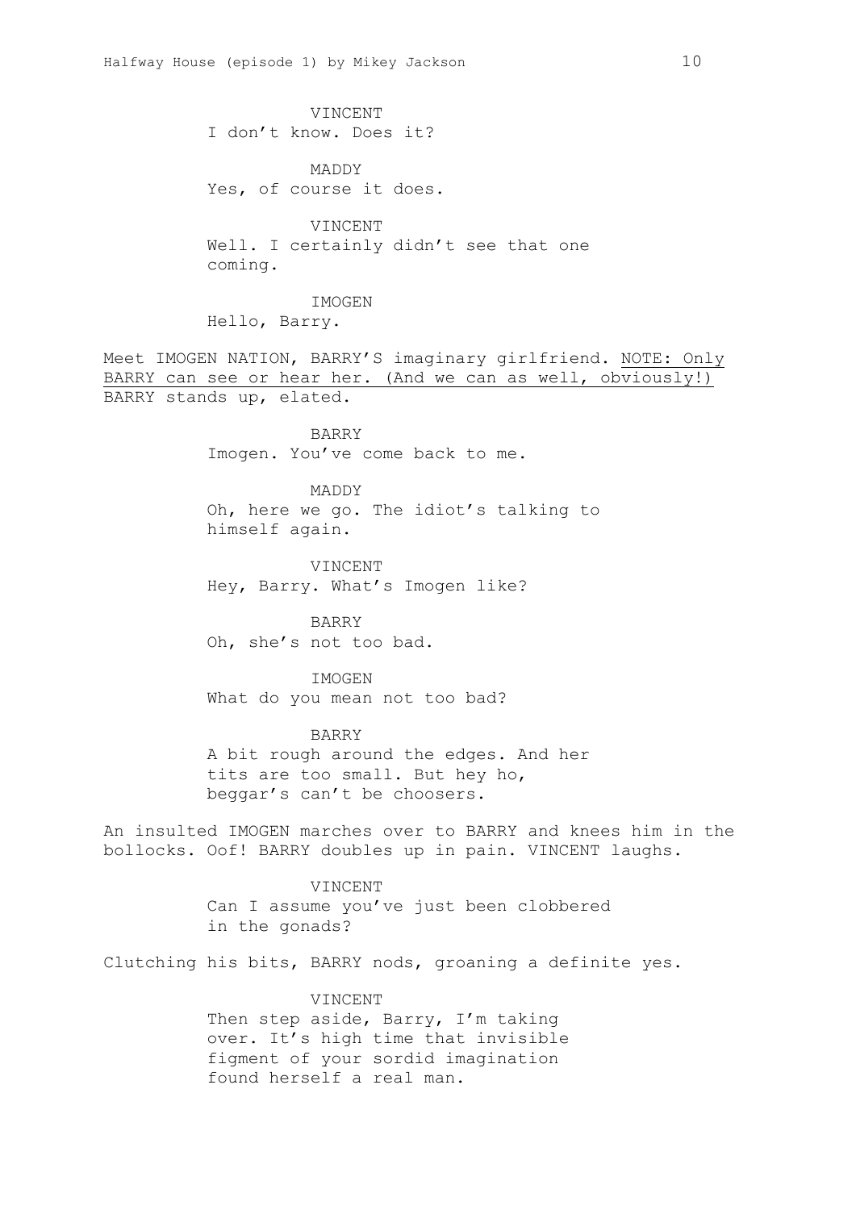VINCENT
I don't know. Does it?

MADDY
Yes, of course it does.

VINCENT
Well. I certainly didn't see that one coming.

IMOGEN
Hello, Barry.

Meet IMOGEN NATION, BARRY'S imaginary girlfriend. <u>NOTE: Only BARRY can see or hear her. (And we can as well, obviously!)</u> BARRY stands up, elated.

BARRY
Imogen. You've come back to me.

MADDY
Oh, here we go. The idiot's talking to himself again.

VINCENT
Hey, Barry. What's Imogen like?

BARRY
Oh, she's not too bad.

IMOGEN
What do you mean not too bad?

BARRY
A bit rough around the edges. And her tits are too small. But hey ho, beggar's can't be choosers.

An insulted IMOGEN marches over to BARRY and knees him in the bollocks. Oof! BARRY doubles up in pain. VINCENT laughs.

VINCENT
Can I assume you've just been clobbered in the gonads?

Clutching his bits, BARRY nods, groaning a definite yes.

VINCENT
Then step aside, Barry, I'm taking over. It's high time that invisible figment of your sordid imagination found herself a real man.